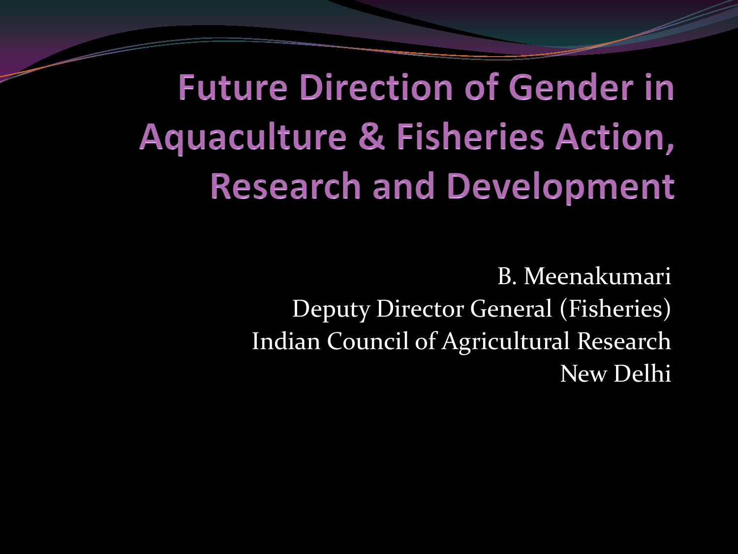# Future Direction of Gender in Aquaculture & Fisheries Action, Research and Development

B. Meenakumari
Deputy Director General (Fisheries)
Indian Council of Agricultural Research
New Delhi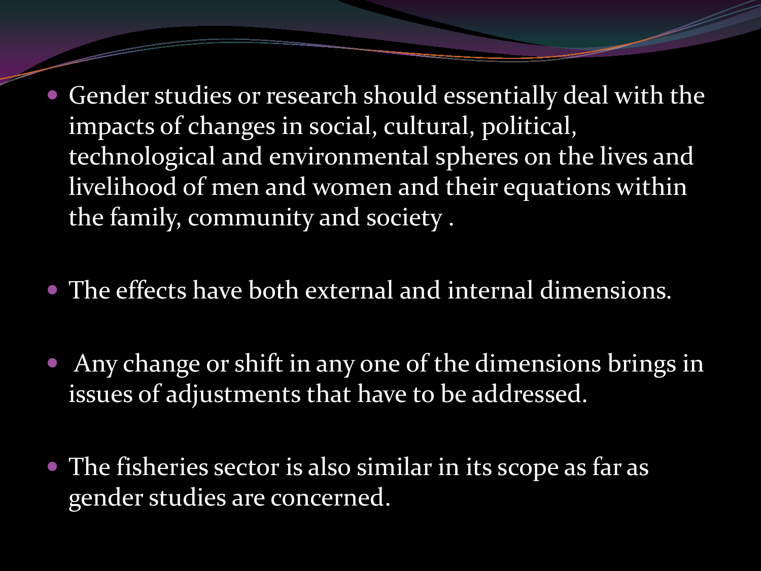- Gender studies or research should essentially deal with the impacts of changes in social, cultural, political, technological and environmental spheres on the lives and livelihood of men and women and their equations within the family, community and society .
- The effects have both external and internal dimensions.
- Any change or shift in any one of the dimensions brings in issues of adjustments that have to be addressed.
- The fisheries sector is also similar in its scope as far as gender studies are concerned.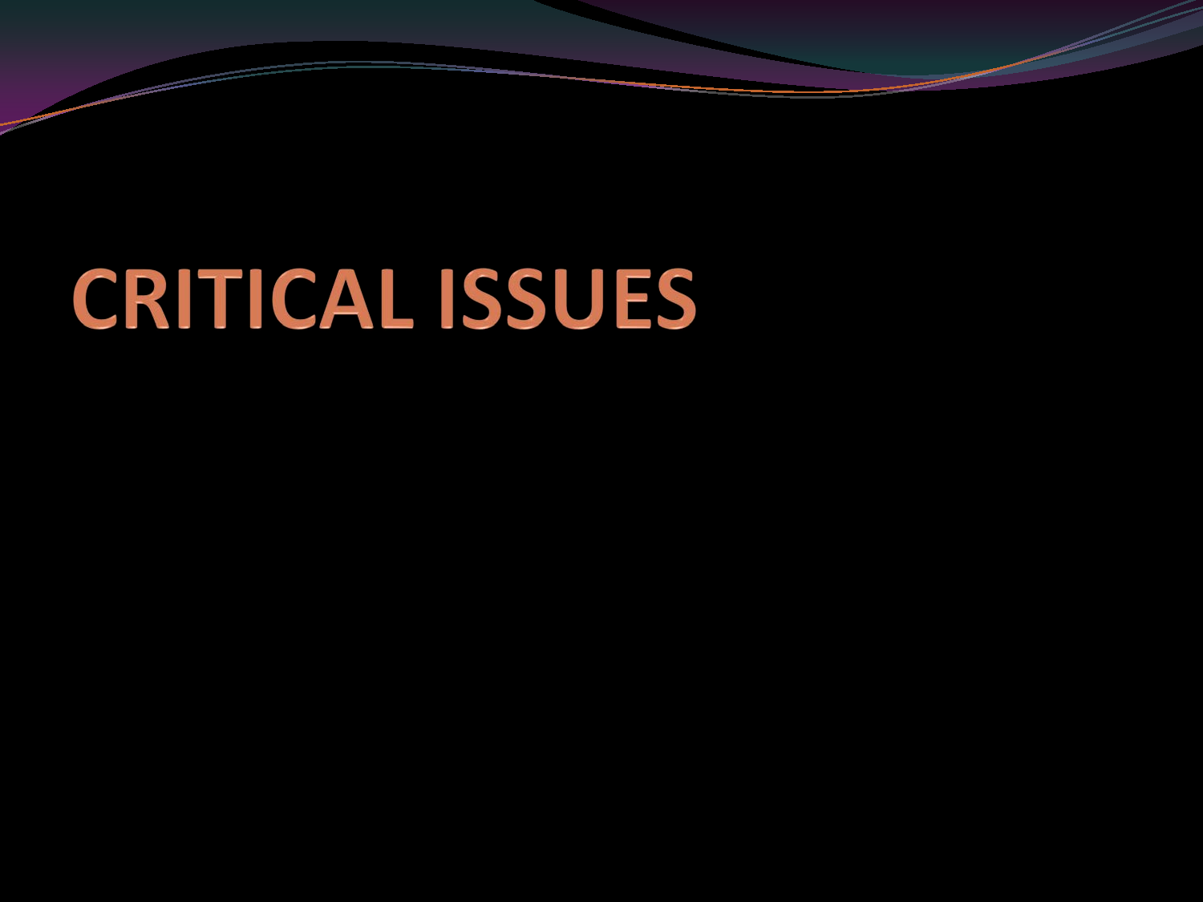# CRITICAL ISSUES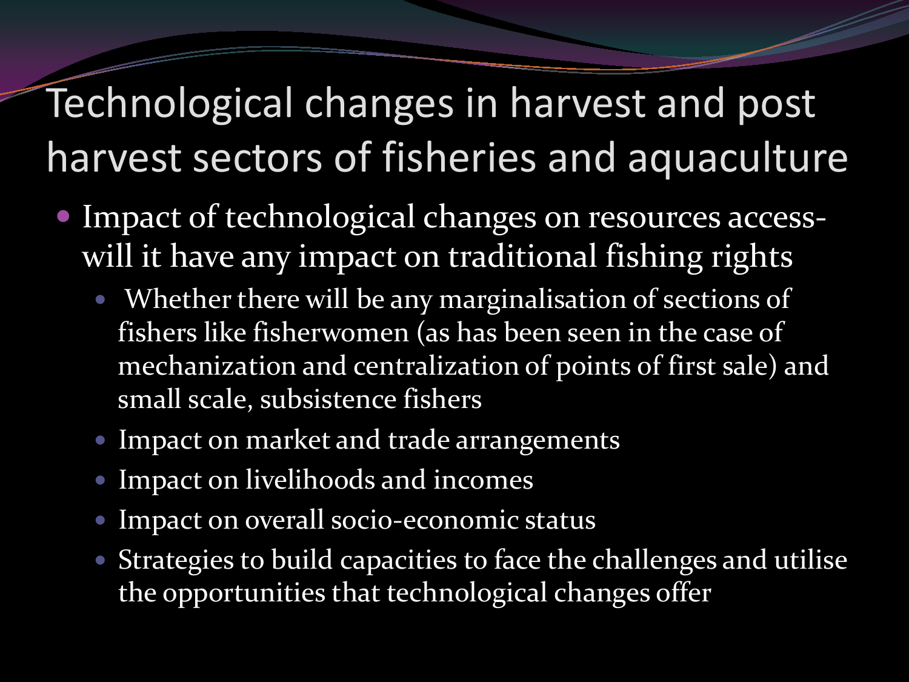# Technological changes in harvest and post harvest sectors of fisheries and aquaculture

- Impact of technological changes on resources access- will it have any impact on traditional fishing rights
  - Whether there will be any marginalisation of sections of fishers like fisherwomen (as has been seen in the case of mechanization and centralization of points of first sale) and small scale, subsistence fishers
  - Impact on market and trade arrangements
  - Impact on livelihoods and incomes
  - Impact on overall socio-economic status
  - Strategies to build capacities to face the challenges and utilise the opportunities that technological changes offer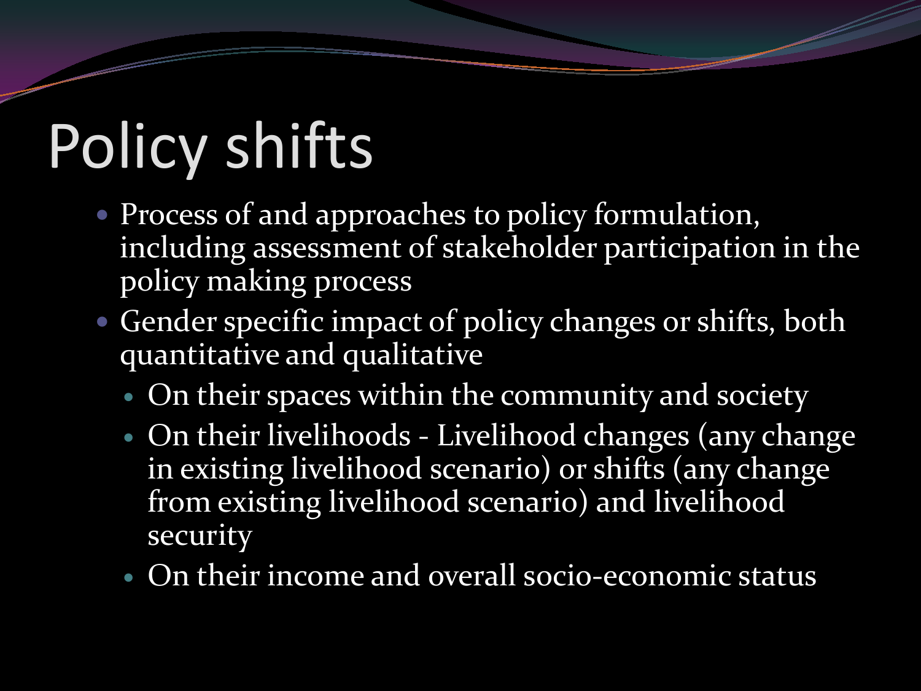# Policy shifts

- Process of and approaches to policy formulation, including assessment of stakeholder participation in the policy making process
- Gender specific impact of policy changes or shifts, both quantitative and qualitative
  - On their spaces within the community and society
  - On their livelihoods - Livelihood changes (any change in existing livelihood scenario) or shifts (any change from existing livelihood scenario) and livelihood security
  - On their income and overall socio-economic status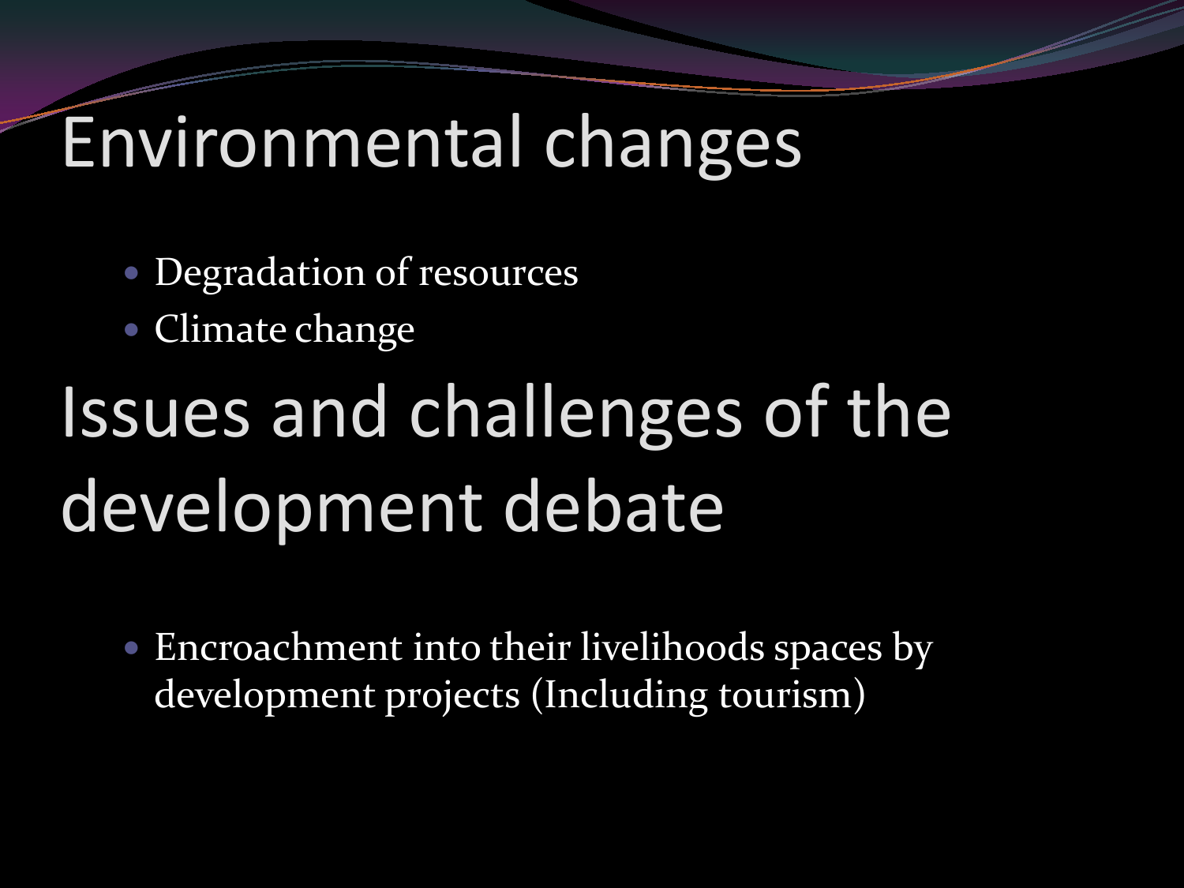# Environmental changes

- Degradation of resources
- Climate change

# Issues and challenges of the development debate

- Encroachment into their livelihoods spaces by development projects (Including tourism)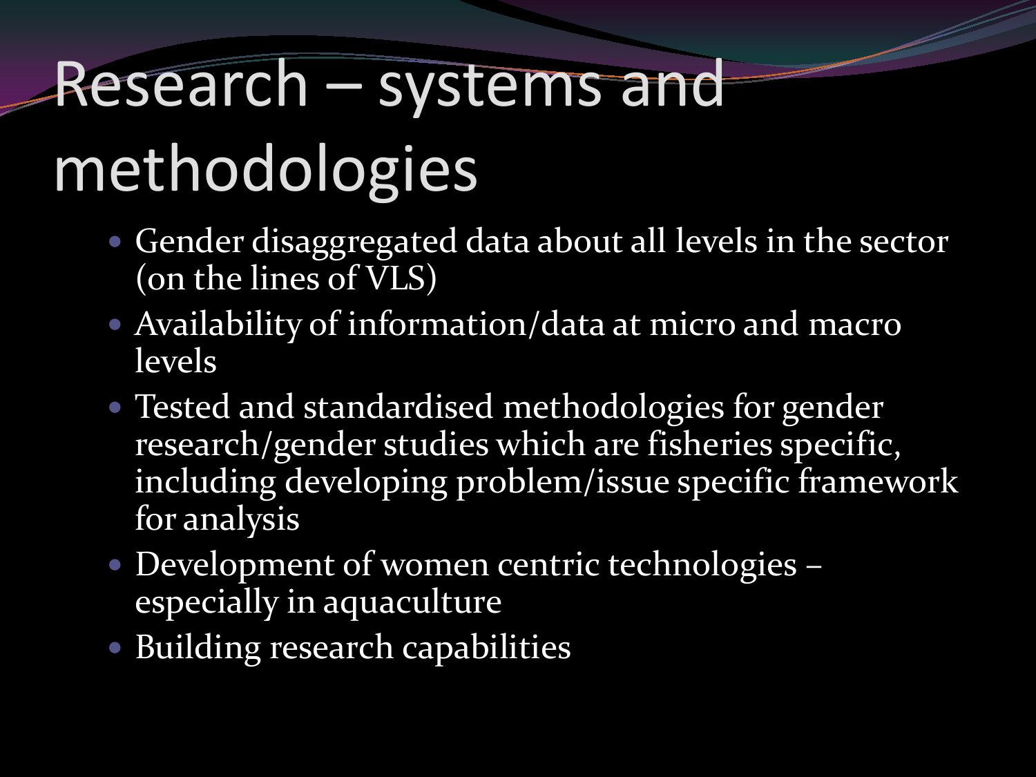# Research – systems and methodologies

- Gender disaggregated data about all levels in the sector (on the lines of VLS)
- Availability of information/data at micro and macro levels
- Tested and standardised methodologies for gender research/gender studies which are fisheries specific, including developing problem/issue specific framework for analysis
- Development of women centric technologies – especially in aquaculture
- Building research capabilities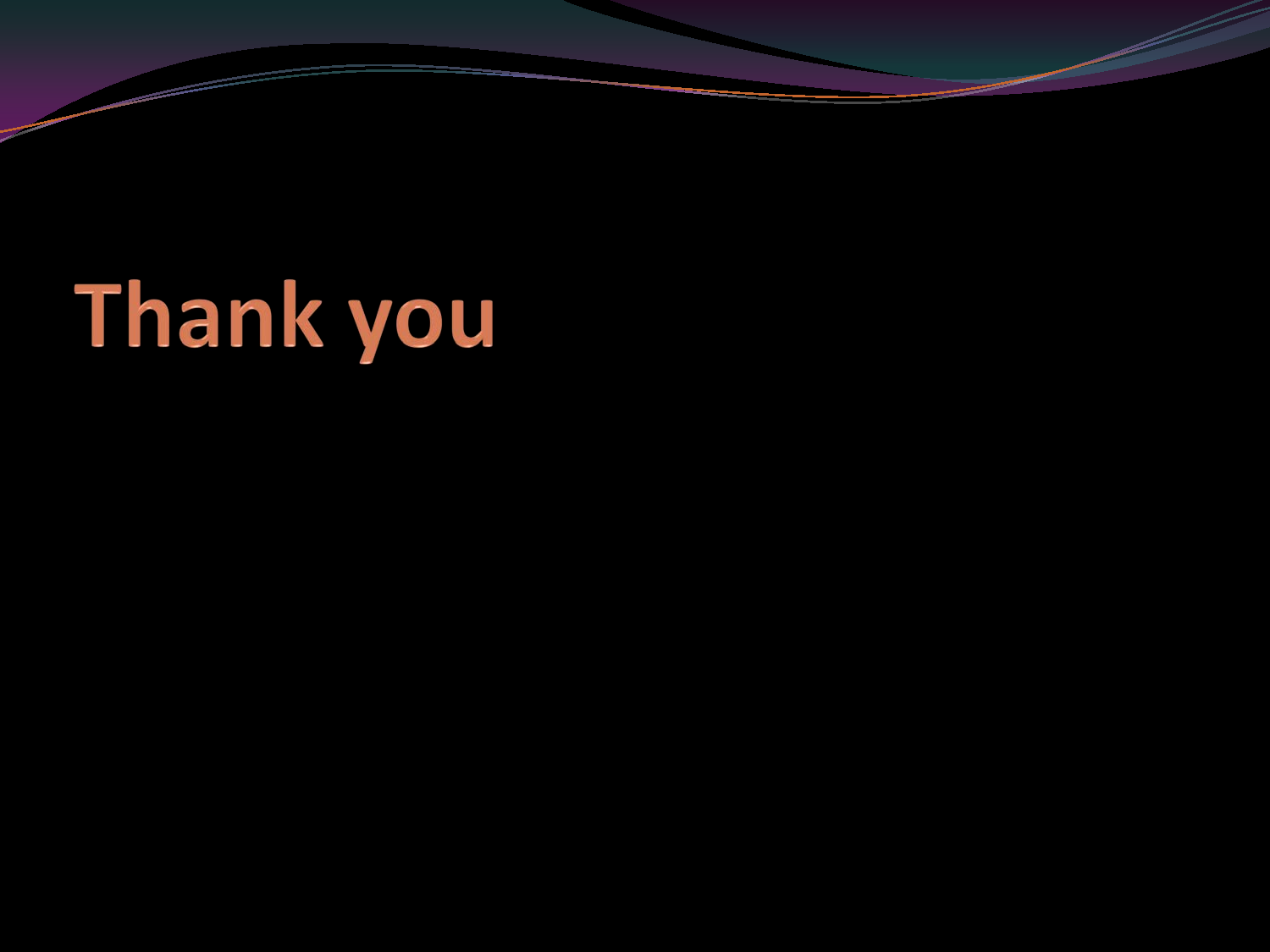# Thank you